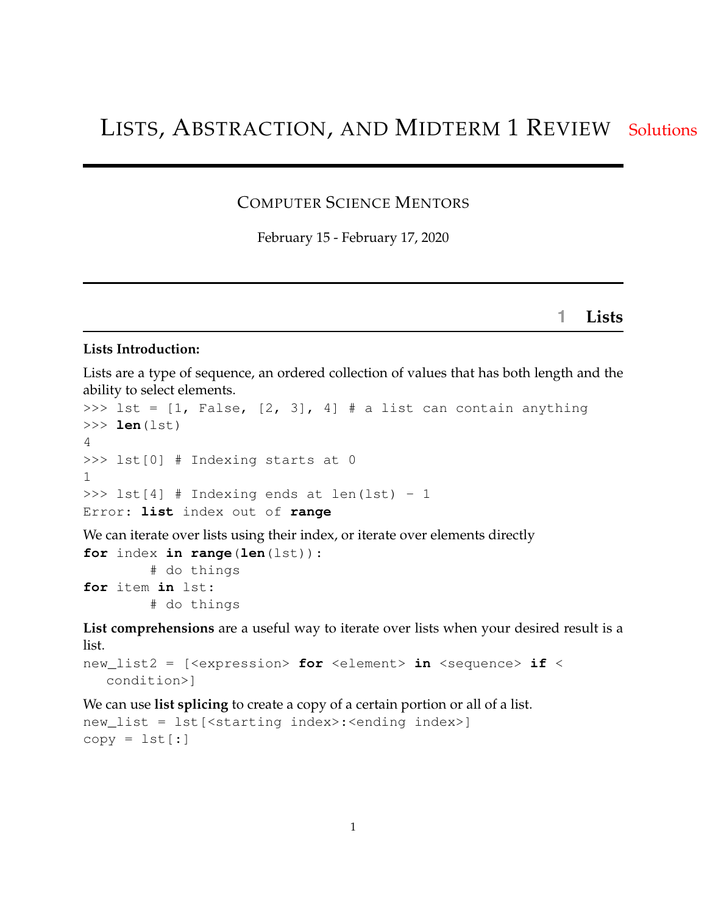# Lists, Abstraction, and Midterm 1 Review Solutions

## Computer Science Mentors

February 15 - February 17, 2020

## 1 Lists

**Lists Introduction:**

Lists are a type of sequence, an ordered collection of values that has both length and the ability to select elements.

```
>>> lst = [1, False, [2, 3], 4] # a list can contain anything
>>> len(lst)
4
>>> lst[0] # Indexing starts at 0
1
>>> lst[4] # Indexing ends at len(lst) - 1
Error: list index out of range
```

We can iterate over lists using their index, or iterate over elements directly

```
for index in range(len(lst)):
        # do things
for item in lst:
        # do things
```

**List comprehensions** are a useful way to iterate over lists when your desired result is a list.

```
new_list2 = [<expression> for <element> in <sequence> if <
   condition>]
```

We can use **list splicing** to create a copy of a certain portion or all of a list.

```
new_list = lst[<starting index>:<ending index>]
copy = lst[:]
```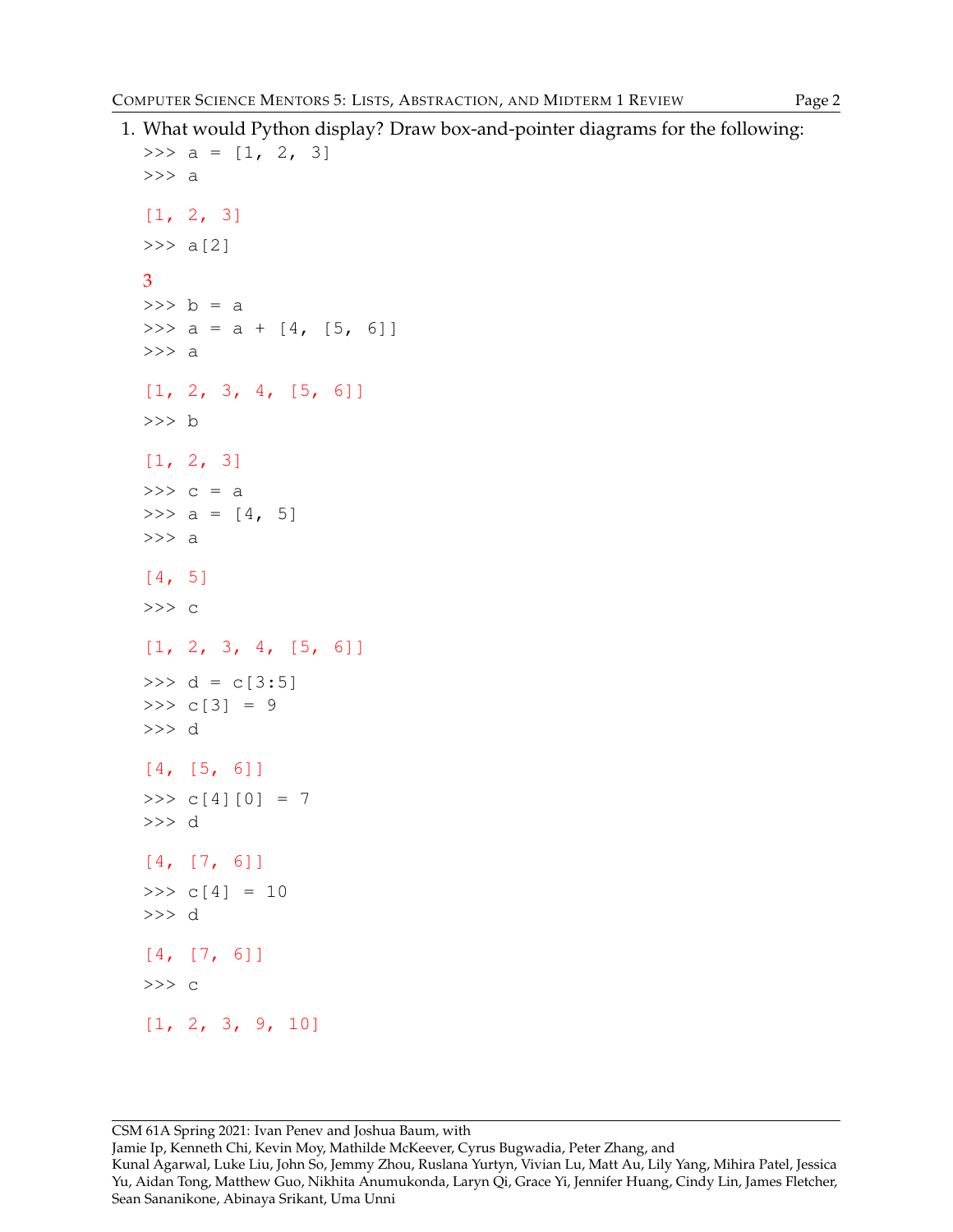1. What would Python display? Draw box-and-pointer diagrams for the following:

```
>>> a = [1, 2, 3]
>>> a
```

```
[1, 2, 3]
```

```
>>> a[2]
```

```
3
```

```
>>> b = a
>>> a = a + [4, [5, 6]]
>>> a
```

```
[1, 2, 3, 4, [5, 6]]
```

```
>>> b
```

```
[1, 2, 3]
```

```
>>> c = a
>>> a = [4, 5]
>>> a
```

```
[4, 5]
```

```
>>> c
```

```
[1, 2, 3, 4, [5, 6]]
```

```
>>> d = c[3:5]
>>> c[3] = 9
>>> d
```

```
[4, [5, 6]]
```

```
>>> c[4][0] = 7
>>> d
```

```
[4, [7, 6]]
```

```
>>> c[4] = 10
>>> d
```

```
[4, [7, 6]]
```

```
>>> c
```

```
[1, 2, 3, 9, 10]
```

CSM 61A Spring 2021: Ivan Penev and Joshua Baum, with
Jamie Ip, Kenneth Chi, Kevin Moy, Mathilde McKeever, Cyrus Bugwadia, Peter Zhang, and
Kunal Agarwal, Luke Liu, John So, Jemmy Zhou, Ruslana Yurtyn, Vivian Lu, Matt Au, Lily Yang, Mihira Patel, Jessica Yu, Aidan Tong, Matthew Guo, Nikhita Anumukonda, Laryn Qi, Grace Yi, Jennifer Huang, Cindy Lin, James Fletcher, Sean Sananikone, Abinaya Srikant, Uma Unni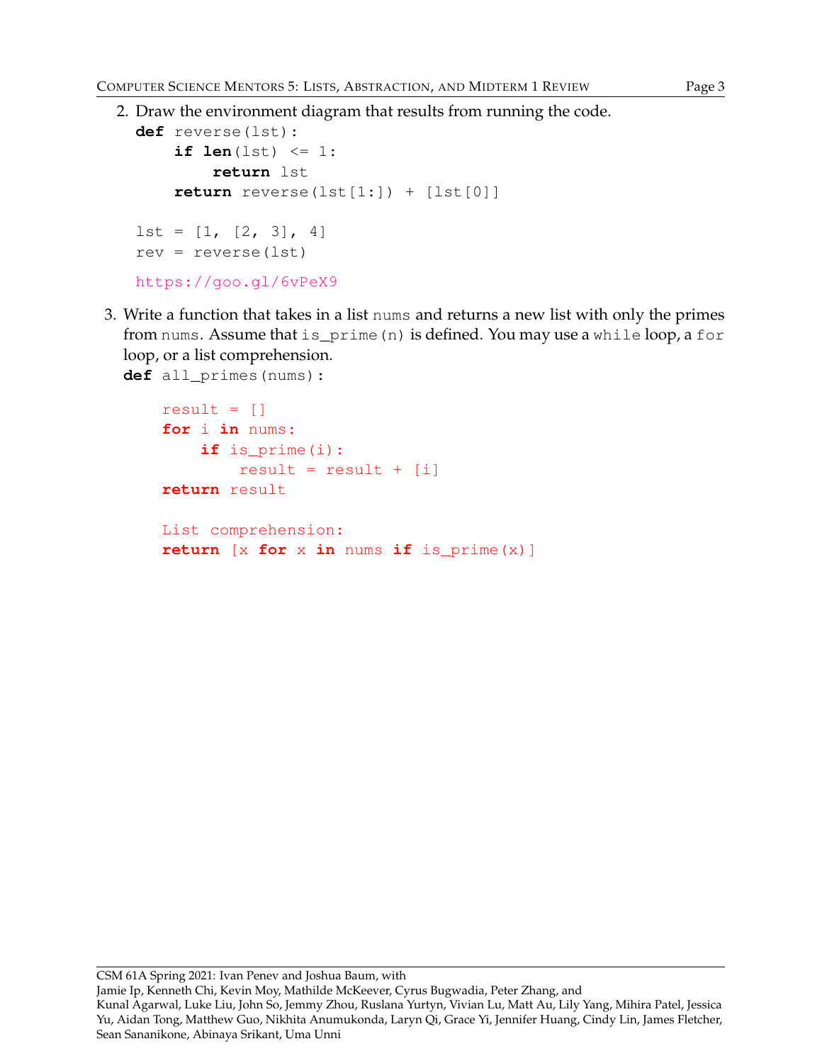2. Draw the environment diagram that results from running the code.

```
def reverse(lst):
    if len(lst) <= 1:
        return lst
    return reverse(lst[1:]) + [lst[0]]

lst = [1, [2, 3], 4]
rev = reverse(lst)
```

https://goo.gl/6vPeX9

3. Write a function that takes in a list `nums` and returns a new list with only the primes from `nums`. Assume that `is_prime(n)` is defined. You may use a `while` loop, a `for` loop, or a list comprehension.

```
def all_primes(nums):

    result = []
    for i in nums:
        if is_prime(i):
            result = result + [i]
    return result

    List comprehension:
    return [x for x in nums if is_prime(x)]
```

CSM 61A Spring 2021: Ivan Penev and Joshua Baum, with
Jamie Ip, Kenneth Chi, Kevin Moy, Mathilde McKeever, Cyrus Bugwadia, Peter Zhang, and
Kunal Agarwal, Luke Liu, John So, Jemmy Zhou, Ruslana Yurtyn, Vivian Lu, Matt Au, Lily Yang, Mihira Patel, Jessica Yu, Aidan Tong, Matthew Guo, Nikhita Anumukonda, Laryn Qi, Grace Yi, Jennifer Huang, Cindy Lin, James Fletcher, Sean Sananikone, Abinaya Srikant, Uma Unni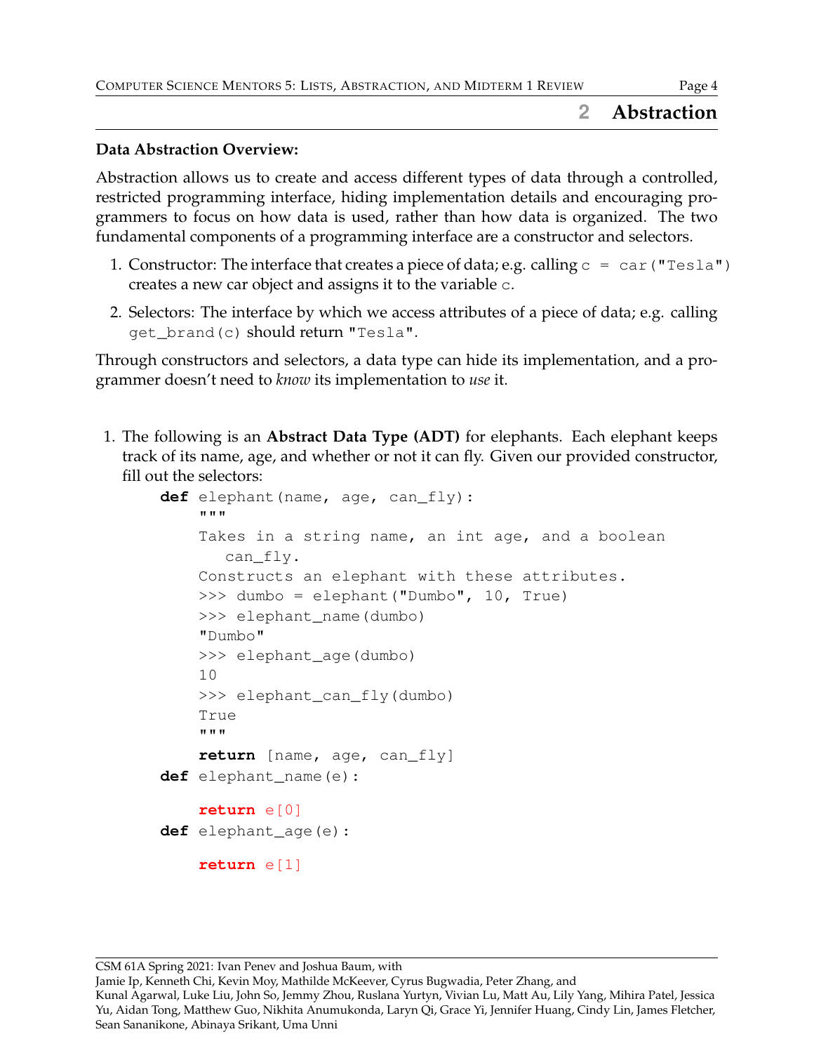## 2 Abstraction

**Data Abstraction Overview:**

Abstraction allows us to create and access different types of data through a controlled, restricted programming interface, hiding implementation details and encouraging programmers to focus on how data is used, rather than how data is organized. The two fundamental components of a programming interface are a constructor and selectors.

1. Constructor: The interface that creates a piece of data; e.g. calling `c = car("Tesla")` creates a new car object and assigns it to the variable `c`.
2. Selectors: The interface by which we access attributes of a piece of data; e.g. calling `get_brand(c)` should return `"Tesla"`.

Through constructors and selectors, a data type can hide its implementation, and a programmer doesn't need to *know* its implementation to *use* it.

1. The following is an **Abstract Data Type (ADT)** for elephants. Each elephant keeps track of its name, age, and whether or not it can fly. Given our provided constructor, fill out the selectors:

```
def elephant(name, age, can_fly):
    """
    Takes in a string name, an int age, and a boolean
       can_fly.
    Constructs an elephant with these attributes.
    >>> dumbo = elephant("Dumbo", 10, True)
    >>> elephant_name(dumbo)
    "Dumbo"
    >>> elephant_age(dumbo)
    10
    >>> elephant_can_fly(dumbo)
    True
    """
    return [name, age, can_fly]
def elephant_name(e):

    return e[0]
def elephant_age(e):

    return e[1]
```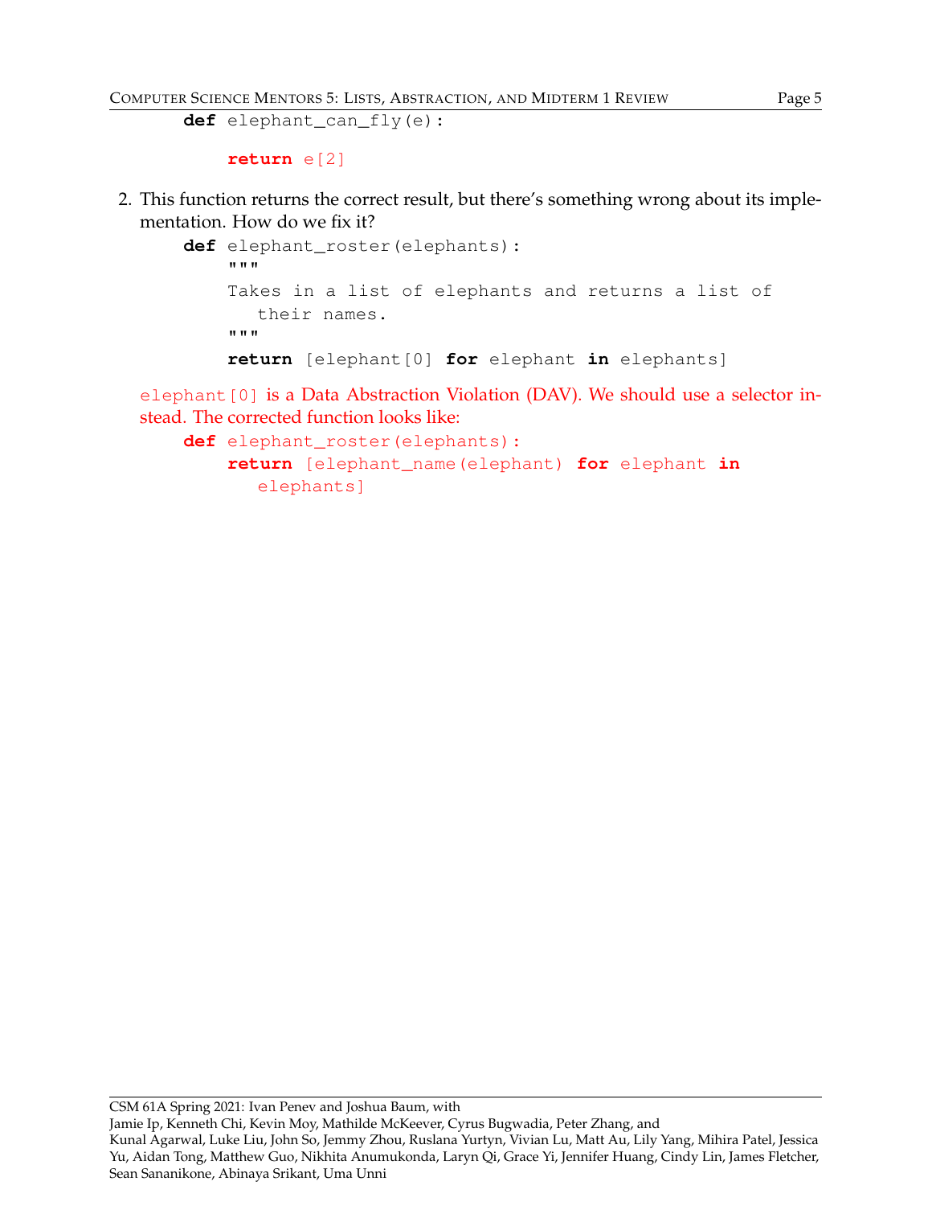```python
def elephant_can_fly(e):

    return e[2]
```

2. This function returns the correct result, but there's something wrong about its implementation. How do we fix it?

```python
def elephant_roster(elephants):
    """
    Takes in a list of elephants and returns a list of
        their names.
    """
    return [elephant[0] for elephant in elephants]
```

`elephant[0]` is a Data Abstraction Violation (DAV). We should use a selector instead. The corrected function looks like:

```python
def elephant_roster(elephants):
    return [elephant_name(elephant) for elephant in
        elephants]
```

CSM 61A Spring 2021: Ivan Penev and Joshua Baum, with
Jamie Ip, Kenneth Chi, Kevin Moy, Mathilde McKeever, Cyrus Bugwadia, Peter Zhang, and
Kunal Agarwal, Luke Liu, John So, Jemmy Zhou, Ruslana Yurtyn, Vivian Lu, Matt Au, Lily Yang, Mihira Patel, Jessica Yu, Aidan Tong, Matthew Guo, Nikhita Anumukonda, Laryn Qi, Grace Yi, Jennifer Huang, Cindy Lin, James Fletcher, Sean Sananikone, Abinaya Srikant, Uma Unni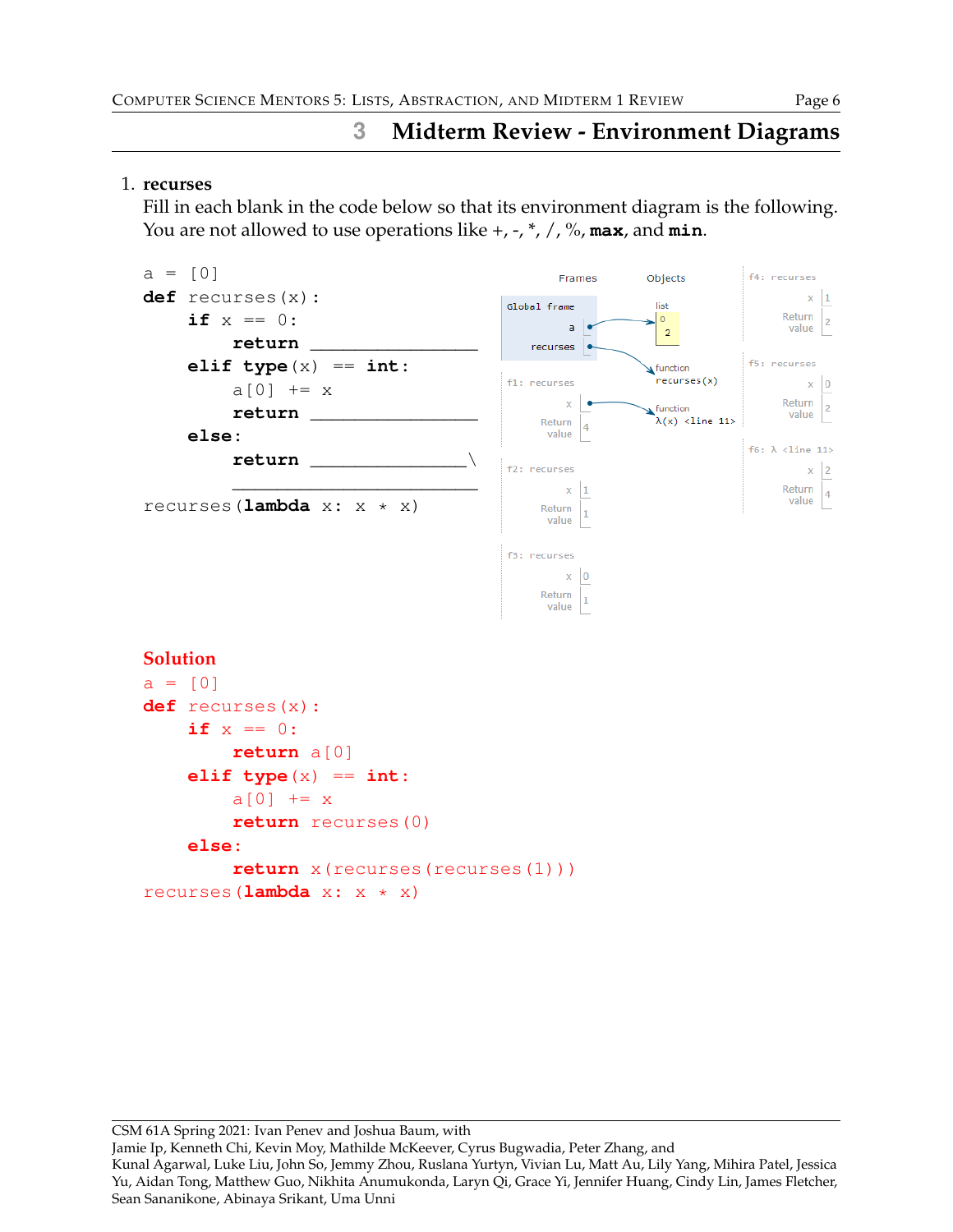## 3 Midterm Review - Environment Diagrams

1. **recurses**

   Fill in each blank in the code below so that its environment diagram is the following. You are not allowed to use operations like +, -, *, /, %, **max**, and **min**.

```
a = [0]
def recurses(x):
    if x == 0:
        return ________________
    elif type(x) == int:
        a[0] += x
        return ________________
    else:
        return ________________\
        ________________________
recurses(lambda x: x * x)
```

Frames / Objects:

- Global frame: a → list [0: 2]; recurses → function recurses(x)
- f1: recurses — x → function λ(x) <line 11>; Return value: 4
- f2: recurses — x: 1; Return value: 1
- f3: recurses — x: 0; Return value: 1
- f4: recurses — x: 1; Return value: 2
- f5: recurses — x: 0; Return value: 2
- f6: λ <line 11> — x: 2; Return value: 4

**Solution**

```
a = [0]
def recurses(x):
    if x == 0:
        return a[0]
    elif type(x) == int:
        a[0] += x
        return recurses(0)
    else:
        return x(recurses(recurses(1)))
recurses(lambda x: x * x)
```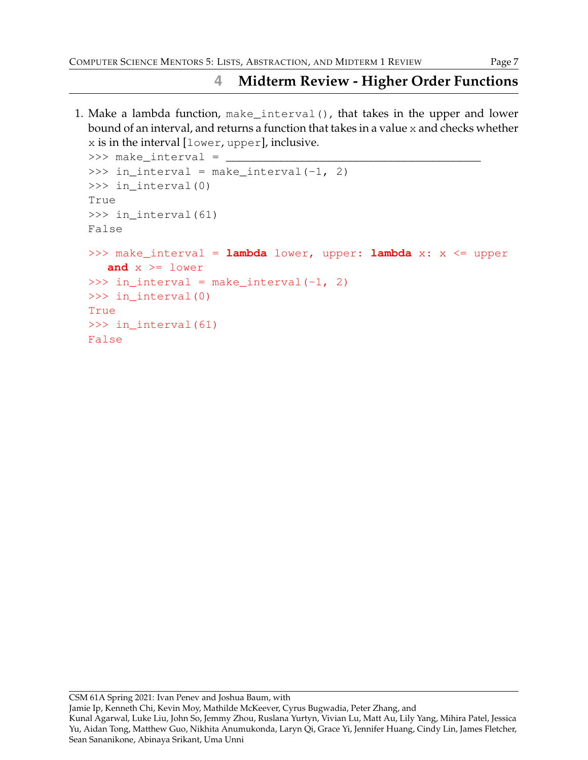## 4 Midterm Review - Higher Order Functions

1. Make a lambda function, `make_interval()`, that takes in the upper and lower bound of an interval, and returns a function that takes in a value `x` and checks whether `x` is in the interval [`lower`, `upper`], inclusive.

```
>>> make_interval = ________________________________________
>>> in_interval = make_interval(-1, 2)
>>> in_interval(0)
True
>>> in_interval(61)
False
```

```
>>> make_interval = lambda lower, upper: lambda x: x <= upper
    and x >= lower
>>> in_interval = make_interval(-1, 2)
>>> in_interval(0)
True
>>> in_interval(61)
False
```

CSM 61A Spring 2021: Ivan Penev and Joshua Baum, with
Jamie Ip, Kenneth Chi, Kevin Moy, Mathilde McKeever, Cyrus Bugwadia, Peter Zhang, and
Kunal Agarwal, Luke Liu, John So, Jemmy Zhou, Ruslana Yurtyn, Vivian Lu, Matt Au, Lily Yang, Mihira Patel, Jessica Yu, Aidan Tong, Matthew Guo, Nikhita Anumukonda, Laryn Qi, Grace Yi, Jennifer Huang, Cindy Lin, James Fletcher, Sean Sananikone, Abinaya Srikant, Uma Unni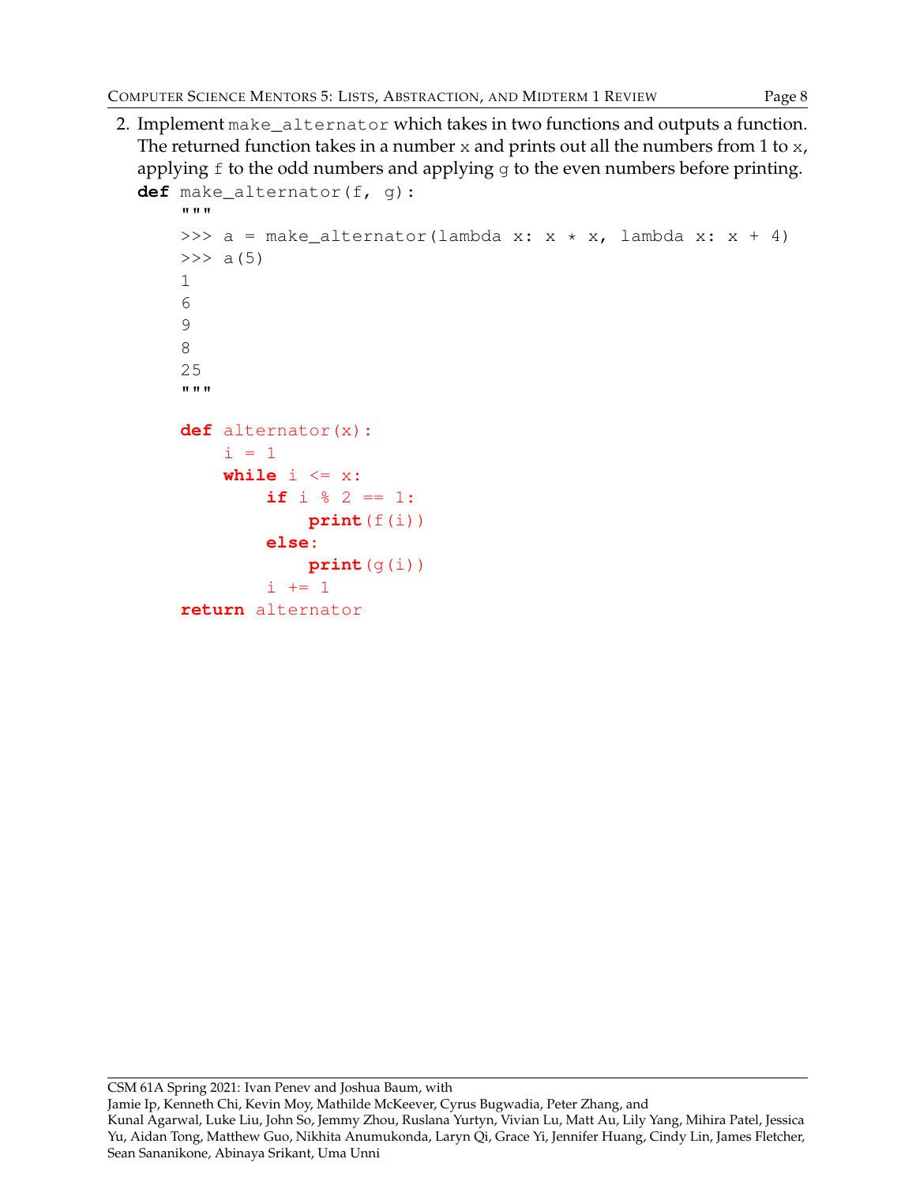2. Implement `make_alternator` which takes in two functions and outputs a function. The returned function takes in a number `x` and prints out all the numbers from 1 to `x`, applying `f` to the odd numbers and applying `g` to the even numbers before printing.

```
def make_alternator(f, g):
    """
    >>> a = make_alternator(lambda x: x * x, lambda x: x + 4)
    >>> a(5)
    1
    6
    9
    8
    25
    """

    def alternator(x):
        i = 1
        while i <= x:
            if i % 2 == 1:
                print(f(i))
            else:
                print(g(i))
            i += 1
    return alternator
```

CSM 61A Spring 2021: Ivan Penev and Joshua Baum, with
Jamie Ip, Kenneth Chi, Kevin Moy, Mathilde McKeever, Cyrus Bugwadia, Peter Zhang, and
Kunal Agarwal, Luke Liu, John So, Jemmy Zhou, Ruslana Yurtyn, Vivian Lu, Matt Au, Lily Yang, Mihira Patel, Jessica Yu, Aidan Tong, Matthew Guo, Nikhita Anumukonda, Laryn Qi, Grace Yi, Jennifer Huang, Cindy Lin, James Fletcher, Sean Sananikone, Abinaya Srikant, Uma Unni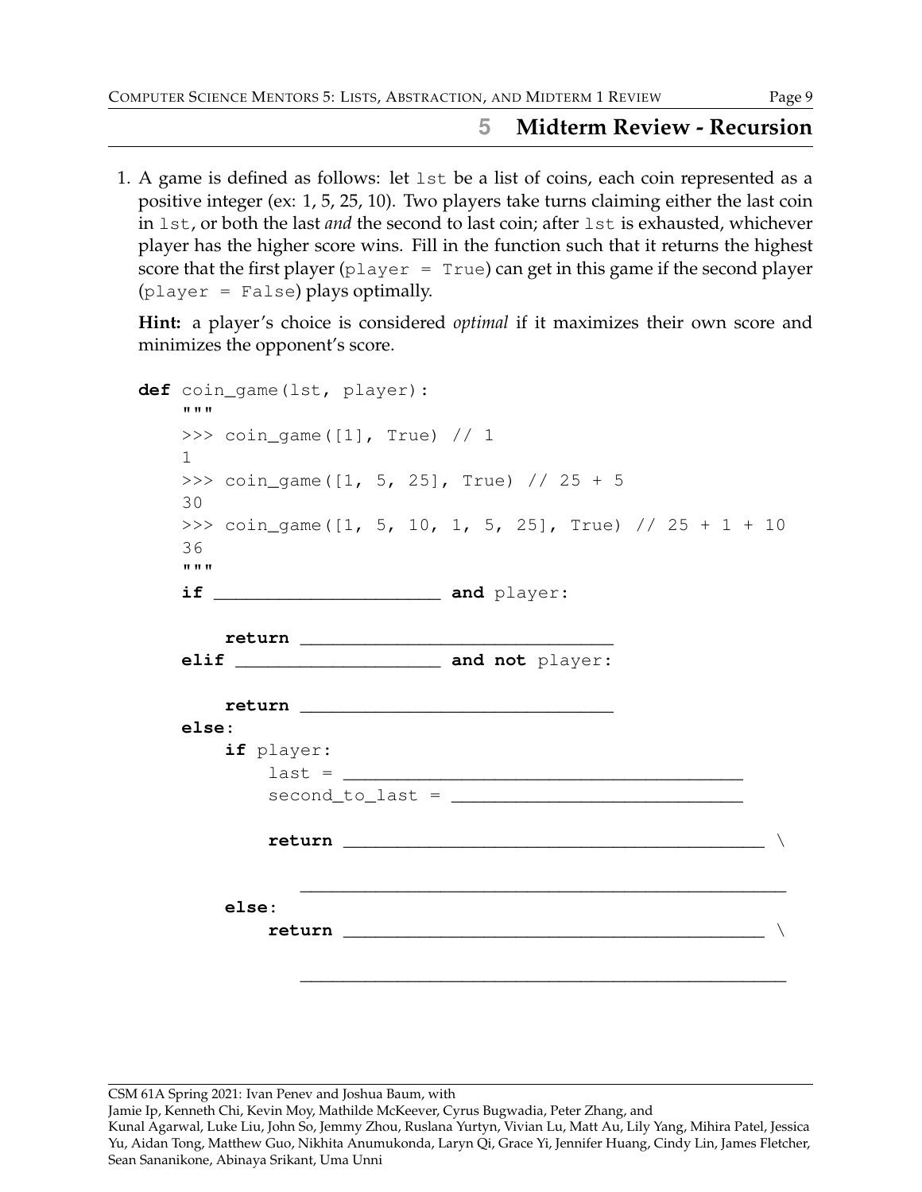## 5 Midterm Review - Recursion

1. A game is defined as follows: let `lst` be a list of coins, each coin represented as a positive integer (ex: 1, 5, 25, 10). Two players take turns claiming either the last coin in `lst`, or both the last *and* the second to last coin; after `lst` is exhausted, whichever player has the higher score wins. Fill in the function such that it returns the highest score that the first player (`player = True`) can get in this game if the second player (`player = False`) plays optimally.

   **Hint:** a player's choice is considered *optimal* if it maximizes their own score and minimizes the opponent's score.

```
def coin_game(lst, player):
    """
    >>> coin_game([1], True) // 1
    1
    >>> coin_game([1, 5, 25], True) // 25 + 5
    30
    >>> coin_game([1, 5, 10, 1, 5, 25], True) // 25 + 1 + 10
    36
    """
    if ______________________ and player:

        return ____________________________
    elif ___________________ and not player:

        return ____________________________
    else:
        if player:
            last = ____________________________________
            second_to_last = __________________________

            return _____________________________________ \

                ____________________________________________
        else:
            return _____________________________________ \

                ____________________________________________
```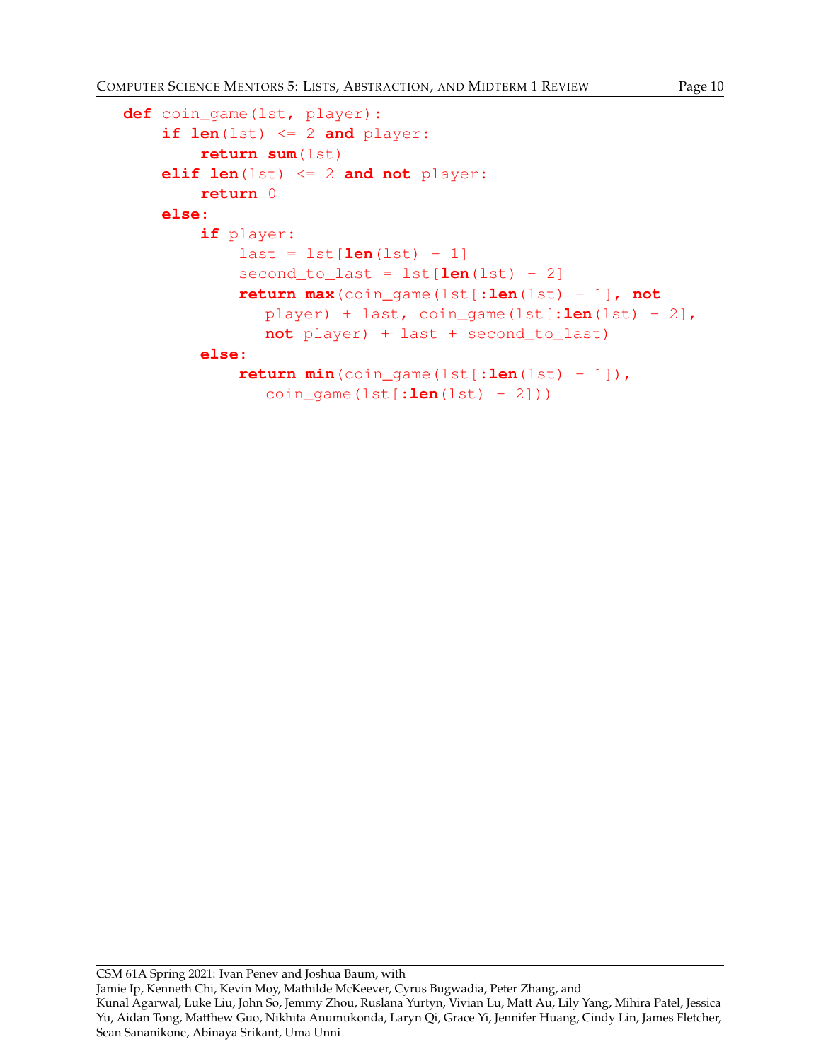```python
def coin_game(lst, player):
    if len(lst) <= 2 and player:
        return sum(lst)
    elif len(lst) <= 2 and not player:
        return 0
    else:
        if player:
            last = lst[len(lst) - 1]
            second_to_last = lst[len(lst) - 2]
            return max(coin_game(lst[:len(lst) - 1], not
               player) + last, coin_game(lst[:len(lst) - 2],
               not player) + last + second_to_last)
        else:
            return min(coin_game(lst[:len(lst) - 1]),
               coin_game(lst[:len(lst) - 2]))
```

CSM 61A Spring 2021: Ivan Penev and Joshua Baum, with
Jamie Ip, Kenneth Chi, Kevin Moy, Mathilde McKeever, Cyrus Bugwadia, Peter Zhang, and
Kunal Agarwal, Luke Liu, John So, Jemmy Zhou, Ruslana Yurtyn, Vivian Lu, Matt Au, Lily Yang, Mihira Patel, Jessica Yu, Aidan Tong, Matthew Guo, Nikhita Anumukonda, Laryn Qi, Grace Yi, Jennifer Huang, Cindy Lin, James Fletcher, Sean Sananikone, Abinaya Srikant, Uma Unni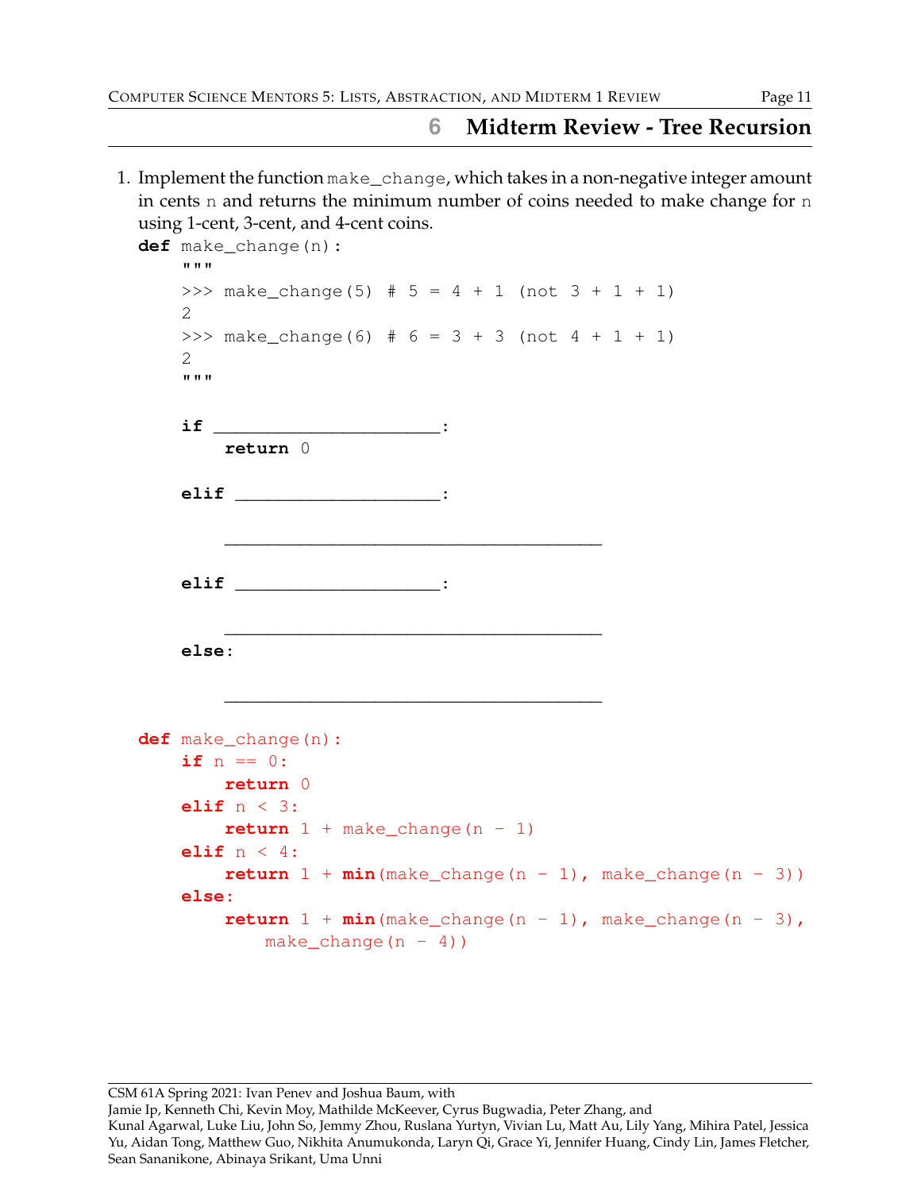## 6 Midterm Review - Tree Recursion

1. Implement the function `make_change`, which takes in a non-negative integer amount in cents `n` and returns the minimum number of coins needed to make change for `n` using 1-cent, 3-cent, and 4-cent coins.

```
def make_change(n):
    """
    >>> make_change(5) # 5 = 4 + 1 (not 3 + 1 + 1)
    2
    >>> make_change(6) # 6 = 3 + 3 (not 4 + 1 + 1)
    2
    """

    if ______________________:
        return 0

    elif ____________________:

        _____________________________________

    elif ____________________:

        _____________________________________

    else:

        _____________________________________
```

```
def make_change(n):
    if n == 0:
        return 0
    elif n < 3:
        return 1 + make_change(n - 1)
    elif n < 4:
        return 1 + min(make_change(n - 1), make_change(n - 3))
    else:
        return 1 + min(make_change(n - 1), make_change(n - 3),
            make_change(n - 4))
```

CSM 61A Spring 2021: Ivan Penev and Joshua Baum, with
Jamie Ip, Kenneth Chi, Kevin Moy, Mathilde McKeever, Cyrus Bugwadia, Peter Zhang, and
Kunal Agarwal, Luke Liu, John So, Jemmy Zhou, Ruslana Yurtyn, Vivian Lu, Matt Au, Lily Yang, Mihira Patel, Jessica Yu, Aidan Tong, Matthew Guo, Nikhita Anumukonda, Laryn Qi, Grace Yi, Jennifer Huang, Cindy Lin, James Fletcher, Sean Sananikone, Abinaya Srikant, Uma Unni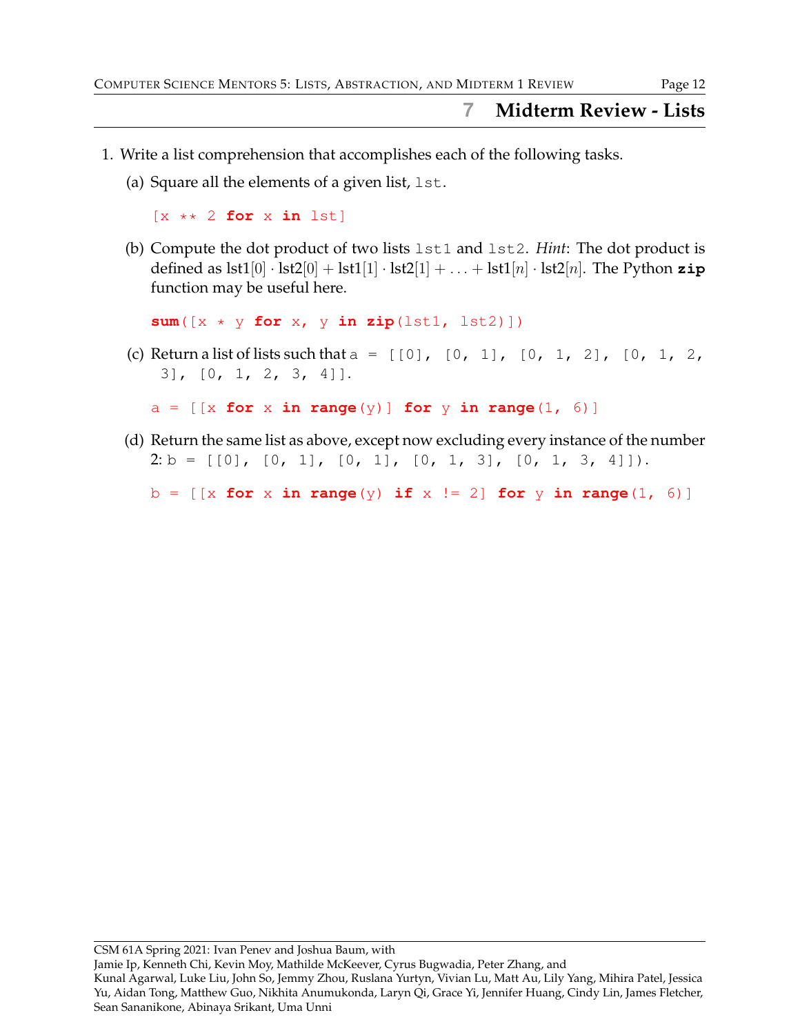## 7 Midterm Review - Lists

1. Write a list comprehension that accomplishes each of the following tasks.

   (a) Square all the elements of a given list, `lst`.

   ```
   [x ** 2 for x in lst]
   ```

   (b) Compute the dot product of two lists `lst1` and `lst2`. *Hint*: The dot product is defined as $\text{lst1}[0] \cdot \text{lst2}[0] + \text{lst1}[1] \cdot \text{lst2}[1] + \ldots + \text{lst1}[n] \cdot \text{lst2}[n]$. The Python **`zip`** function may be useful here.

   ```
   sum([x * y for x, y in zip(lst1, lst2)])
   ```

   (c) Return a list of lists such that `a = [[0], [0, 1], [0, 1, 2], [0, 1, 2, 3], [0, 1, 2, 3, 4]]`.

   ```
   a = [[x for x in range(y)] for y in range(1, 6)]
   ```

   (d) Return the same list as above, except now excluding every instance of the number 2: `b = [[0], [0, 1], [0, 1], [0, 1, 3], [0, 1, 3, 4]])`.

   ```
   b = [[x for x in range(y) if x != 2] for y in range(1, 6)]
   ```

CSM 61A Spring 2021: Ivan Penev and Joshua Baum, with
Jamie Ip, Kenneth Chi, Kevin Moy, Mathilde McKeever, Cyrus Bugwadia, Peter Zhang, and
Kunal Agarwal, Luke Liu, John So, Jemmy Zhou, Ruslana Yurtyn, Vivian Lu, Matt Au, Lily Yang, Mihira Patel, Jessica Yu, Aidan Tong, Matthew Guo, Nikhita Anumukonda, Laryn Qi, Grace Yi, Jennifer Huang, Cindy Lin, James Fletcher, Sean Sananikone, Abinaya Srikant, Uma Unni